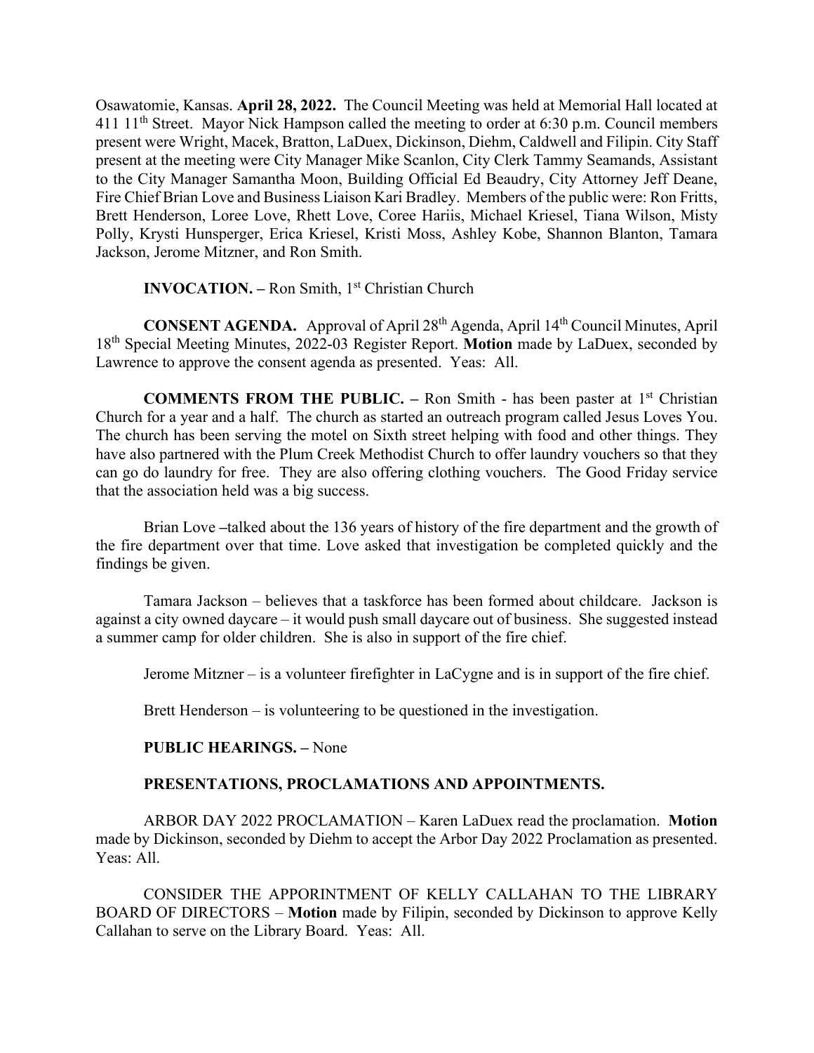Osawatomie, Kansas. **April 28, 2022.** The Council Meeting was held at Memorial Hall located at 411 11th Street. Mayor Nick Hampson called the meeting to order at 6:30 p.m. Council members present were Wright, Macek, Bratton, LaDuex, Dickinson, Diehm, Caldwell and Filipin. City Staff present at the meeting were City Manager Mike Scanlon, City Clerk Tammy Seamands, Assistant to the City Manager Samantha Moon, Building Official Ed Beaudry, City Attorney Jeff Deane, Fire Chief Brian Love and Business Liaison Kari Bradley. Members of the public were: Ron Fritts, Brett Henderson, Loree Love, Rhett Love, Coree Hariis, Michael Kriesel, Tiana Wilson, Misty Polly, Krysti Hunsperger, Erica Kriesel, Kristi Moss, Ashley Kobe, Shannon Blanton, Tamara Jackson, Jerome Mitzner, and Ron Smith.

**INVOCATION. –** Ron Smith, 1st Christian Church

**CONSENT AGENDA.** Approval of April 28th Agenda, April 14th Council Minutes, April 18th Special Meeting Minutes, 2022-03 Register Report. **Motion** made by LaDuex, seconded by Lawrence to approve the consent agenda as presented. Yeas: All.

**COMMENTS FROM THE PUBLIC. –** Ron Smith - has been paster at 1st Christian Church for a year and a half. The church as started an outreach program called Jesus Loves You. The church has been serving the motel on Sixth street helping with food and other things. They have also partnered with the Plum Creek Methodist Church to offer laundry vouchers so that they can go do laundry for free. They are also offering clothing vouchers. The Good Friday service that the association held was a big success.

Brian Love –talked about the 136 years of history of the fire department and the growth of the fire department over that time. Love asked that investigation be completed quickly and the findings be given.

Tamara Jackson – believes that a taskforce has been formed about childcare. Jackson is against a city owned daycare – it would push small daycare out of business. She suggested instead a summer camp for older children. She is also in support of the fire chief.

Jerome Mitzner – is a volunteer firefighter in LaCygne and is in support of the fire chief.

Brett Henderson – is volunteering to be questioned in the investigation.

**PUBLIC HEARINGS. –** None

**PRESENTATIONS, PROCLAMATIONS AND APPOINTMENTS.**

ARBOR DAY 2022 PROCLAMATION – Karen LaDuex read the proclamation. **Motion** made by Dickinson, seconded by Diehm to accept the Arbor Day 2022 Proclamation as presented. Yeas: All.

CONSIDER THE APPORINTMENT OF KELLY CALLAHAN TO THE LIBRARY BOARD OF DIRECTORS – **Motion** made by Filipin, seconded by Dickinson to approve Kelly Callahan to serve on the Library Board. Yeas: All.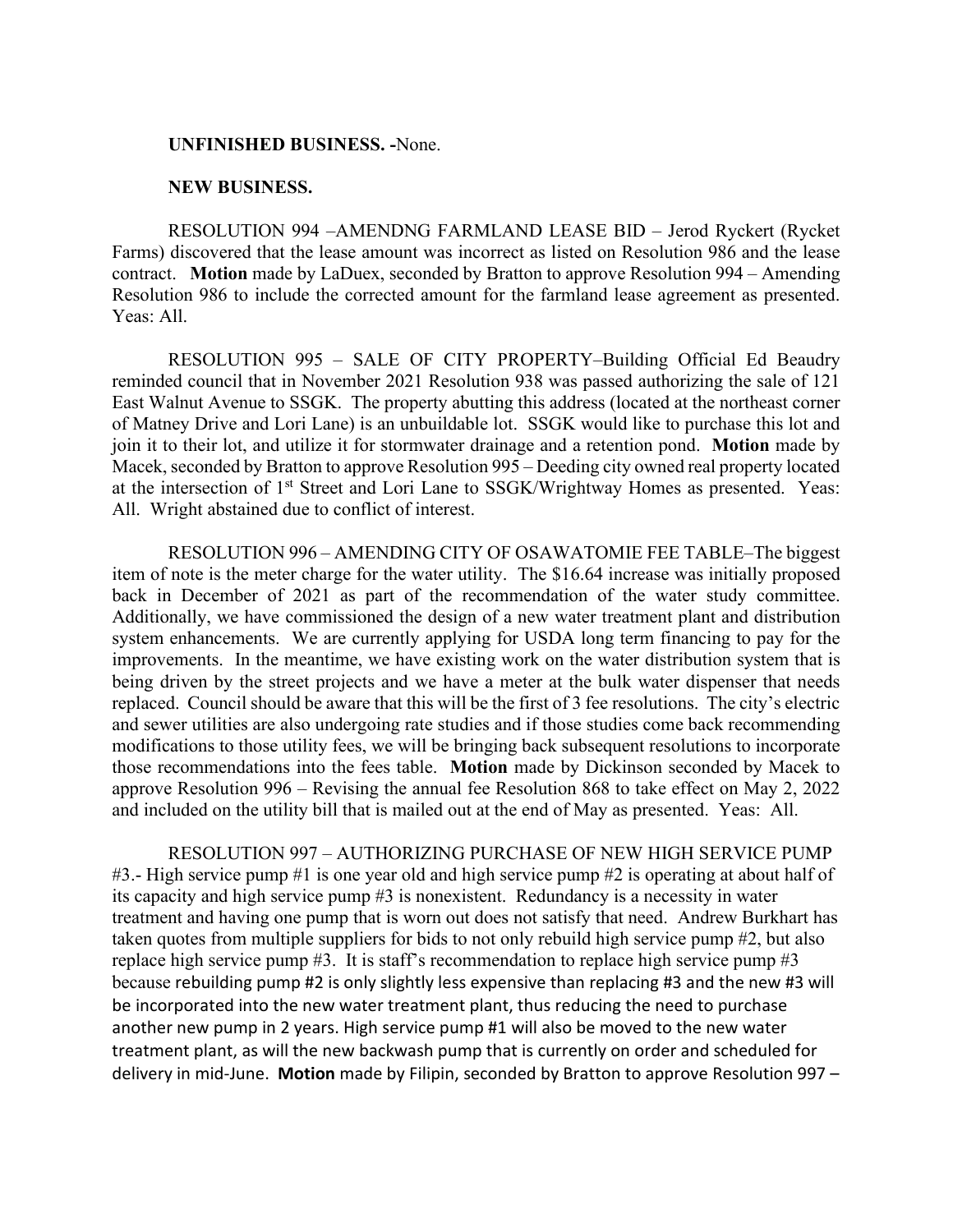**UNFINISHED BUSINESS. -**None.

**NEW BUSINESS.**

RESOLUTION 994 –AMENDNG FARMLAND LEASE BID – Jerod Ryckert (Rycket Farms) discovered that the lease amount was incorrect as listed on Resolution 986 and the lease contract. **Motion** made by LaDuex, seconded by Bratton to approve Resolution 994 – Amending Resolution 986 to include the corrected amount for the farmland lease agreement as presented. Yeas: All.

RESOLUTION 995 – SALE OF CITY PROPERTY–Building Official Ed Beaudry reminded council that in November 2021 Resolution 938 was passed authorizing the sale of 121 East Walnut Avenue to SSGK. The property abutting this address (located at the northeast corner of Matney Drive and Lori Lane) is an unbuildable lot. SSGK would like to purchase this lot and join it to their lot, and utilize it for stormwater drainage and a retention pond. **Motion** made by Macek, seconded by Bratton to approve Resolution 995 – Deeding city owned real property located at the intersection of 1st Street and Lori Lane to SSGK/Wrightway Homes as presented. Yeas: All. Wright abstained due to conflict of interest.

RESOLUTION 996 – AMENDING CITY OF OSAWATOMIE FEE TABLE–The biggest item of note is the meter charge for the water utility. The $16.64 increase was initially proposed back in December of 2021 as part of the recommendation of the water study committee. Additionally, we have commissioned the design of a new water treatment plant and distribution system enhancements. We are currently applying for USDA long term financing to pay for the improvements. In the meantime, we have existing work on the water distribution system that is being driven by the street projects and we have a meter at the bulk water dispenser that needs replaced. Council should be aware that this will be the first of 3 fee resolutions. The city's electric and sewer utilities are also undergoing rate studies and if those studies come back recommending modifications to those utility fees, we will be bringing back subsequent resolutions to incorporate those recommendations into the fees table. **Motion** made by Dickinson seconded by Macek to approve Resolution 996 – Revising the annual fee Resolution 868 to take effect on May 2, 2022 and included on the utility bill that is mailed out at the end of May as presented. Yeas: All.

RESOLUTION 997 – AUTHORIZING PURCHASE OF NEW HIGH SERVICE PUMP #3.- High service pump #1 is one year old and high service pump #2 is operating at about half of its capacity and high service pump #3 is nonexistent. Redundancy is a necessity in water treatment and having one pump that is worn out does not satisfy that need. Andrew Burkhart has taken quotes from multiple suppliers for bids to not only rebuild high service pump #2, but also replace high service pump #3. It is staff's recommendation to replace high service pump #3 because rebuilding pump #2 is only slightly less expensive than replacing #3 and the new #3 will be incorporated into the new water treatment plant, thus reducing the need to purchase another new pump in 2 years. High service pump #1 will also be moved to the new water treatment plant, as will the new backwash pump that is currently on order and scheduled for delivery in mid-June. **Motion** made by Filipin, seconded by Bratton to approve Resolution 997 –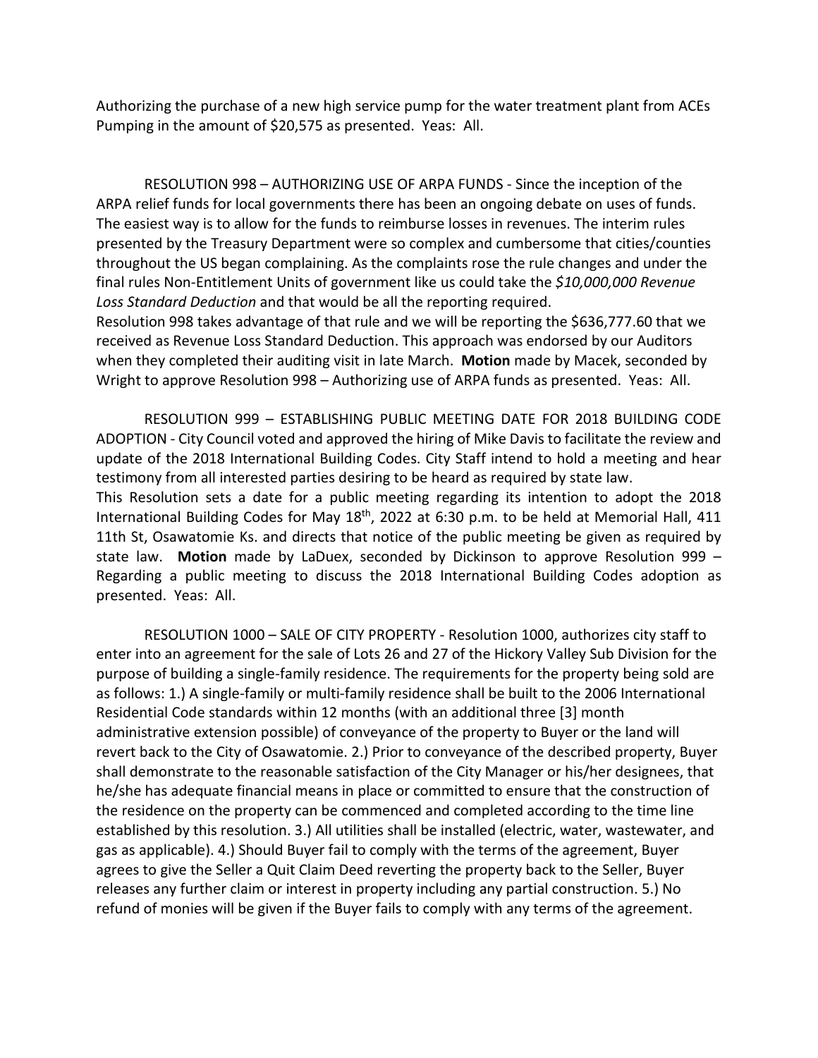Authorizing the purchase of a new high service pump for the water treatment plant from ACEs Pumping in the amount of $20,575 as presented. Yeas: All.

RESOLUTION 998 – AUTHORIZING USE OF ARPA FUNDS - Since the inception of the ARPA relief funds for local governments there has been an ongoing debate on uses of funds. The easiest way is to allow for the funds to reimburse losses in revenues. The interim rules presented by the Treasury Department were so complex and cumbersome that cities/counties throughout the US began complaining. As the complaints rose the rule changes and under the final rules Non-Entitlement Units of government like us could take the *$10,000,000 Revenue Loss Standard Deduction* and that would be all the reporting required.
Resolution 998 takes advantage of that rule and we will be reporting the $636,777.60 that we received as Revenue Loss Standard Deduction. This approach was endorsed by our Auditors when they completed their auditing visit in late March. **Motion** made by Macek, seconded by Wright to approve Resolution 998 – Authorizing use of ARPA funds as presented. Yeas: All.

RESOLUTION 999 – ESTABLISHING PUBLIC MEETING DATE FOR 2018 BUILDING CODE ADOPTION - City Council voted and approved the hiring of Mike Davis to facilitate the review and update of the 2018 International Building Codes. City Staff intend to hold a meeting and hear testimony from all interested parties desiring to be heard as required by state law.
This Resolution sets a date for a public meeting regarding its intention to adopt the 2018 International Building Codes for May 18th, 2022 at 6:30 p.m. to be held at Memorial Hall, 411 11th St, Osawatomie Ks. and directs that notice of the public meeting be given as required by state law. **Motion** made by LaDuex, seconded by Dickinson to approve Resolution 999 – Regarding a public meeting to discuss the 2018 International Building Codes adoption as presented. Yeas: All.

RESOLUTION 1000 – SALE OF CITY PROPERTY - Resolution 1000, authorizes city staff to enter into an agreement for the sale of Lots 26 and 27 of the Hickory Valley Sub Division for the purpose of building a single-family residence. The requirements for the property being sold are as follows: 1.) A single-family or multi-family residence shall be built to the 2006 International Residential Code standards within 12 months (with an additional three [3] month administrative extension possible) of conveyance of the property to Buyer or the land will revert back to the City of Osawatomie. 2.) Prior to conveyance of the described property, Buyer shall demonstrate to the reasonable satisfaction of the City Manager or his/her designees, that he/she has adequate financial means in place or committed to ensure that the construction of the residence on the property can be commenced and completed according to the time line established by this resolution. 3.) All utilities shall be installed (electric, water, wastewater, and gas as applicable). 4.) Should Buyer fail to comply with the terms of the agreement, Buyer agrees to give the Seller a Quit Claim Deed reverting the property back to the Seller, Buyer releases any further claim or interest in property including any partial construction. 5.) No refund of monies will be given if the Buyer fails to comply with any terms of the agreement.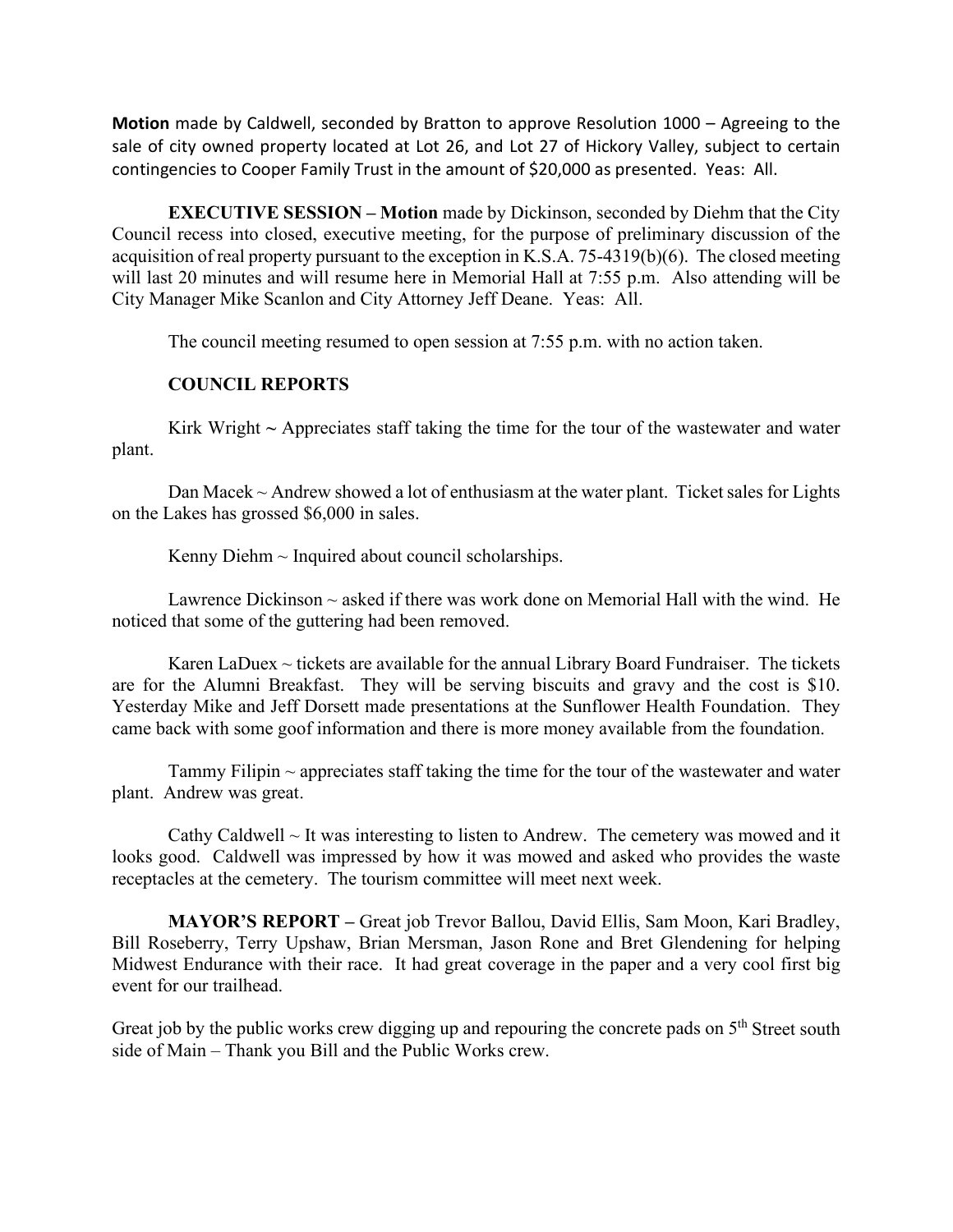**Motion** made by Caldwell, seconded by Bratton to approve Resolution 1000 – Agreeing to the sale of city owned property located at Lot 26, and Lot 27 of Hickory Valley, subject to certain contingencies to Cooper Family Trust in the amount of $20,000 as presented. Yeas: All.

**EXECUTIVE SESSION – Motion** made by Dickinson, seconded by Diehm that the City Council recess into closed, executive meeting, for the purpose of preliminary discussion of the acquisition of real property pursuant to the exception in K.S.A. 75-4319(b)(6). The closed meeting will last 20 minutes and will resume here in Memorial Hall at 7:55 p.m. Also attending will be City Manager Mike Scanlon and City Attorney Jeff Deane. Yeas: All.

The council meeting resumed to open session at 7:55 p.m. with no action taken.

**COUNCIL REPORTS**

Kirk Wright ~ Appreciates staff taking the time for the tour of the wastewater and water plant.

Dan Macek ~ Andrew showed a lot of enthusiasm at the water plant. Ticket sales for Lights on the Lakes has grossed $6,000 in sales.

Kenny Diehm ~ Inquired about council scholarships.

Lawrence Dickinson ~ asked if there was work done on Memorial Hall with the wind. He noticed that some of the guttering had been removed.

Karen LaDuex ~ tickets are available for the annual Library Board Fundraiser. The tickets are for the Alumni Breakfast. They will be serving biscuits and gravy and the cost is $10. Yesterday Mike and Jeff Dorsett made presentations at the Sunflower Health Foundation. They came back with some goof information and there is more money available from the foundation.

Tammy Filipin ~ appreciates staff taking the time for the tour of the wastewater and water plant. Andrew was great.

Cathy Caldwell ~ It was interesting to listen to Andrew. The cemetery was mowed and it looks good. Caldwell was impressed by how it was mowed and asked who provides the waste receptacles at the cemetery. The tourism committee will meet next week.

**MAYOR'S REPORT –** Great job Trevor Ballou, David Ellis, Sam Moon, Kari Bradley, Bill Roseberry, Terry Upshaw, Brian Mersman, Jason Rone and Bret Glendening for helping Midwest Endurance with their race. It had great coverage in the paper and a very cool first big event for our trailhead.

Great job by the public works crew digging up and repouring the concrete pads on 5th Street south side of Main – Thank you Bill and the Public Works crew.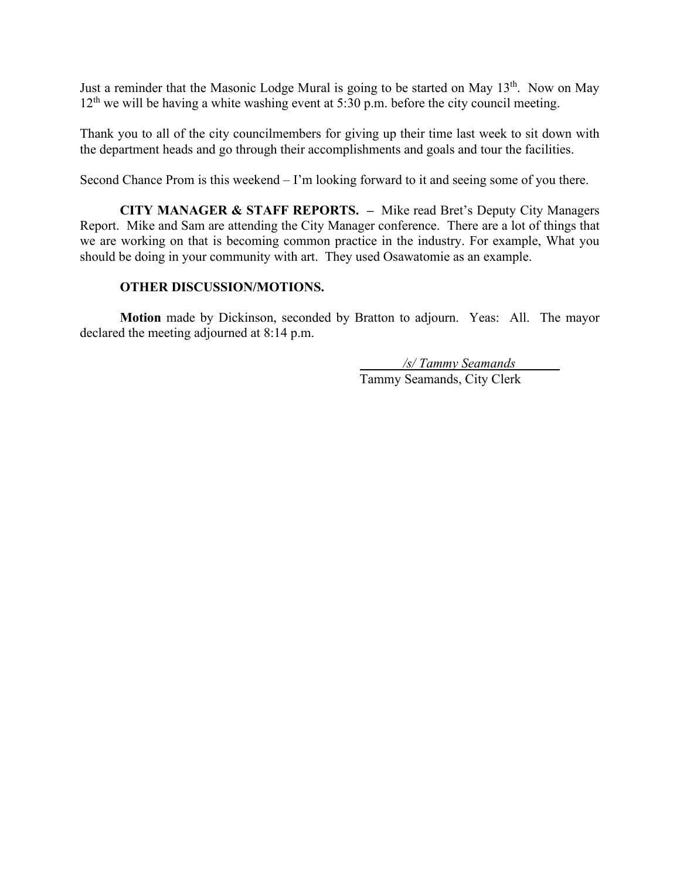Just a reminder that the Masonic Lodge Mural is going to be started on May 13th. Now on May 12th we will be having a white washing event at 5:30 p.m. before the city council meeting.

Thank you to all of the city councilmembers for giving up their time last week to sit down with the department heads and go through their accomplishments and goals and tour the facilities.

Second Chance Prom is this weekend – I'm looking forward to it and seeing some of you there.

**CITY MANAGER & STAFF REPORTS. –** Mike read Bret's Deputy City Managers Report. Mike and Sam are attending the City Manager conference. There are a lot of things that we are working on that is becoming common practice in the industry. For example, What you should be doing in your community with art. They used Osawatomie as an example.

**OTHER DISCUSSION/MOTIONS.**

**Motion** made by Dickinson, seconded by Bratton to adjourn. Yeas: All. The mayor declared the meeting adjourned at 8:14 p.m.

*/s/ Tammy Seamands*

Tammy Seamands, City Clerk